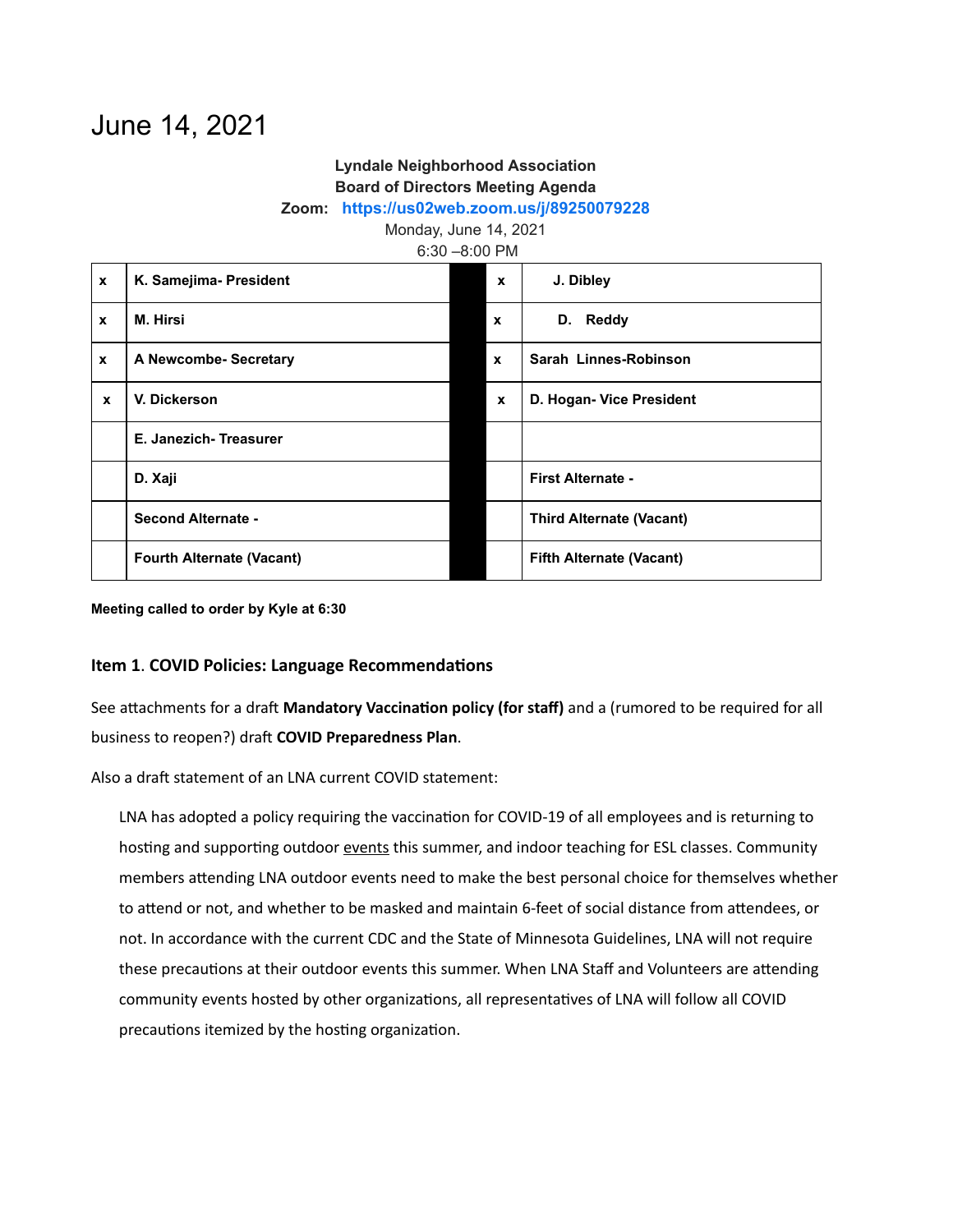# June 14, 2021

**Lyndale Neighborhood Association**
**Board of Directors Meeting Agenda**
**Zoom: https://us02web.zoom.us/j/89250079228**
Monday, June 14, 2021
6:30 –8:00 PM

| | | | | |
|---|---|---|---|---|
| x | **K. Samejima- President** | | x | **J. Dibley** |
| x | **M. Hirsi** | | x | **D. Reddy** |
| x | **A Newcombe- Secretary** | | x | **Sarah Linnes-Robinson** |
| x | **V. Dickerson** | | x | **D. Hogan- Vice President** |
| | **E. Janezich- Treasurer** | | | |
| | **D. Xaji** | | | **First Alternate -** |
| | **Second Alternate -** | | | **Third Alternate (Vacant)** |
| | **Fourth Alternate (Vacant)** | | | **Fifth Alternate (Vacant)** |

**Meeting called to order by Kyle at 6:30**

### Item 1. COVID Policies: Language Recommendations

See attachments for a draft **Mandatory Vaccination policy (for staff)** and a (rumored to be required for all business to reopen?) draft **COVID Preparedness Plan**.

Also a draft statement of an LNA current COVID statement:

> LNA has adopted a policy requiring the vaccination for COVID-19 of all employees and is returning to hosting and supporting outdoor events this summer, and indoor teaching for ESL classes. Community members attending LNA outdoor events need to make the best personal choice for themselves whether to attend or not, and whether to be masked and maintain 6-feet of social distance from attendees, or not. In accordance with the current CDC and the State of Minnesota Guidelines, LNA will not require these precautions at their outdoor events this summer. When LNA Staff and Volunteers are attending community events hosted by other organizations, all representatives of LNA will follow all COVID precautions itemized by the hosting organization.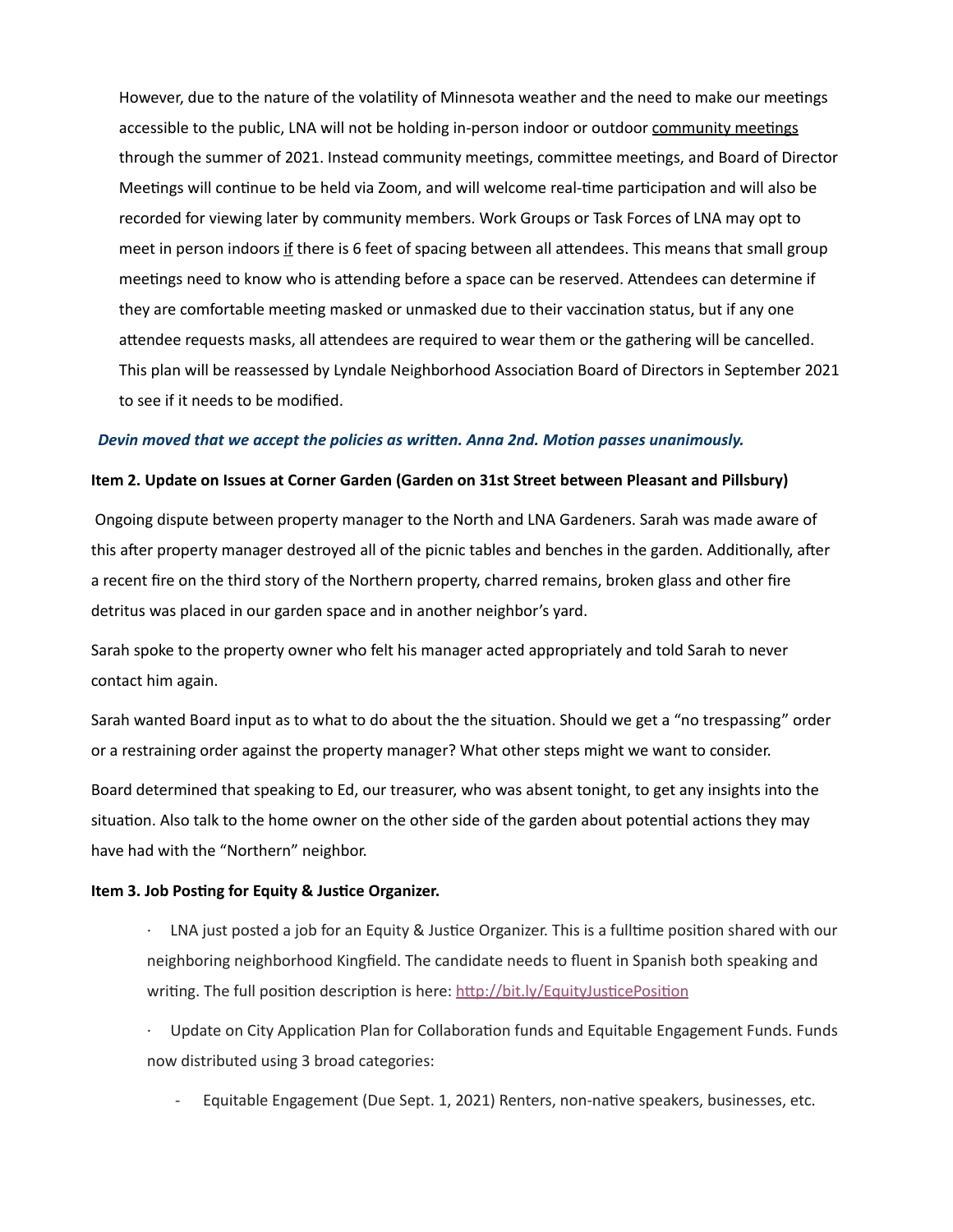However, due to the nature of the volatility of Minnesota weather and the need to make our meetings accessible to the public, LNA will not be holding in-person indoor or outdoor <u>community meetings</u> through the summer of 2021. Instead community meetings, committee meetings, and Board of Director Meetings will continue to be held via Zoom, and will welcome real-time participation and will also be recorded for viewing later by community members. Work Groups or Task Forces of LNA may opt to meet in person indoors <u>if</u> there is 6 feet of spacing between all attendees. This means that small group meetings need to know who is attending before a space can be reserved. Attendees can determine if they are comfortable meeting masked or unmasked due to their vaccination status, but if any one attendee requests masks, all attendees are required to wear them or the gathering will be cancelled. This plan will be reassessed by Lyndale Neighborhood Association Board of Directors in September 2021 to see if it needs to be modified.

***Devin moved that we accept the policies as written. Anna 2nd. Motion passes unanimously.***

**Item 2. Update on Issues at Corner Garden (Garden on 31st Street between Pleasant and Pillsbury)**

Ongoing dispute between property manager to the North and LNA Gardeners. Sarah was made aware of this after property manager destroyed all of the picnic tables and benches in the garden. Additionally, after a recent fire on the third story of the Northern property, charred remains, broken glass and other fire detritus was placed in our garden space and in another neighbor's yard.

Sarah spoke to the property owner who felt his manager acted appropriately and told Sarah to never contact him again.

Sarah wanted Board input as to what to do about the the situation. Should we get a "no trespassing" order or a restraining order against the property manager? What other steps might we want to consider.

Board determined that speaking to Ed, our treasurer, who was absent tonight, to get any insights into the situation. Also talk to the home owner on the other side of the garden about potential actions they may have had with the "Northern" neighbor.

**Item 3. Job Posting for Equity & Justice Organizer.**

- LNA just posted a job for an Equity & Justice Organizer. This is a fulltime position shared with our neighboring neighborhood Kingfield. The candidate needs to fluent in Spanish both speaking and writing. The full position description is here: http://bit.ly/EquityJusticePosition
- Update on City Application Plan for Collaboration funds and Equitable Engagement Funds. Funds now distributed using 3 broad categories:
  - Equitable Engagement (Due Sept. 1, 2021) Renters, non-native speakers, businesses, etc.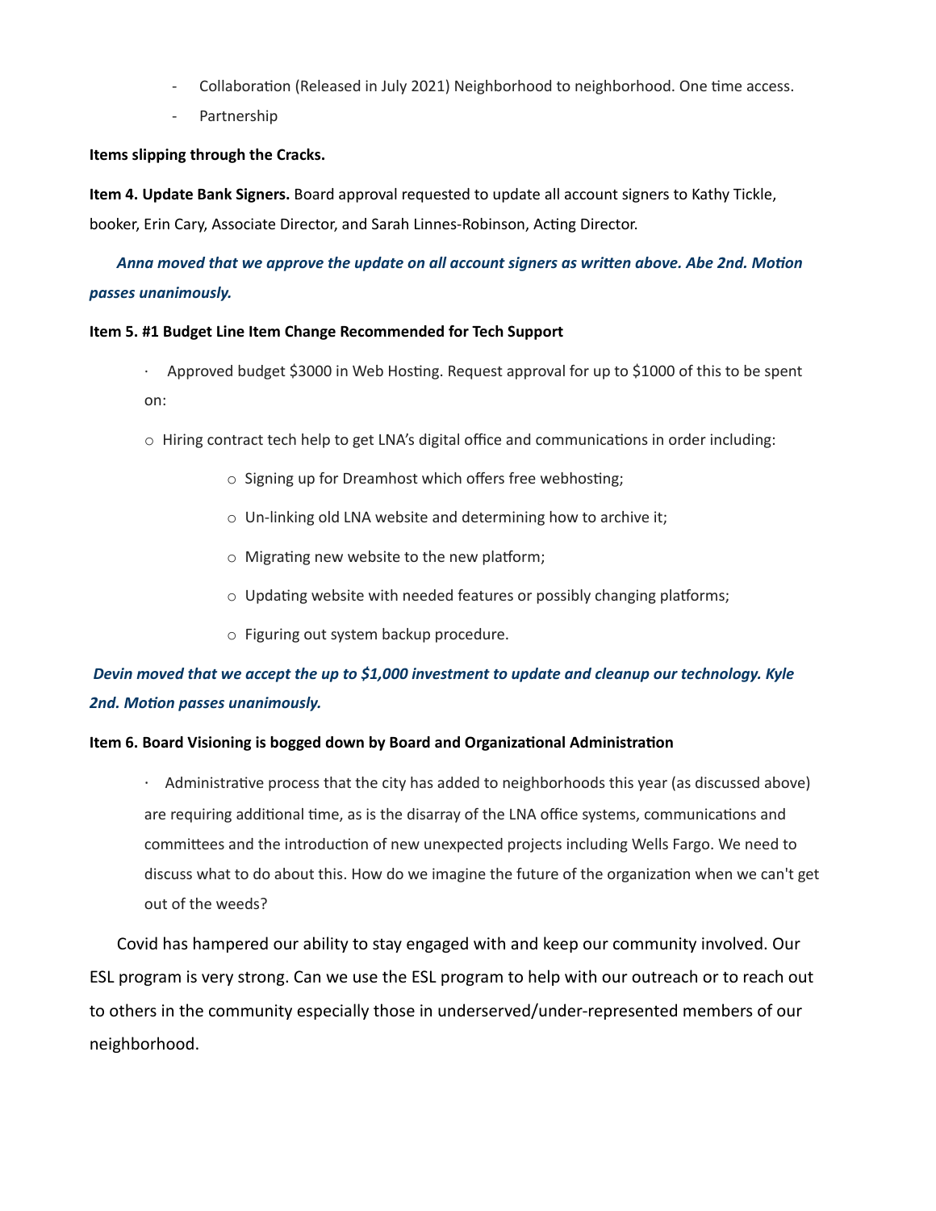- Collaboration (Released in July 2021) Neighborhood to neighborhood. One time access.
- Partnership

**Items slipping through the Cracks.**

**Item 4. Update Bank Signers.** Board approval requested to update all account signers to Kathy Tickle, booker, Erin Cary, Associate Director, and Sarah Linnes-Robinson, Acting Director.

***Anna moved that we approve the update on all account signers as written above. Abe 2nd. Motion passes unanimously.***

**Item 5. #1 Budget Line Item Change Recommended for Tech Support**

- Approved budget $3000 in Web Hosting. Request approval for up to $1000 of this to be spent on:

  - Hiring contract tech help to get LNA's digital office and communications in order including:
    - Signing up for Dreamhost which offers free webhosting;
    - Un-linking old LNA website and determining how to archive it;
    - Migrating new website to the new platform;
    - Updating website with needed features or possibly changing platforms;
    - Figuring out system backup procedure.

***Devin moved that we accept the up to $1,000 investment to update and cleanup our technology. Kyle 2nd. Motion passes unanimously.***

**Item 6. Board Visioning is bogged down by Board and Organizational Administration**

- Administrative process that the city has added to neighborhoods this year (as discussed above) are requiring additional time, as is the disarray of the LNA office systems, communications and committees and the introduction of new unexpected projects including Wells Fargo. We need to discuss what to do about this. How do we imagine the future of the organization when we can't get out of the weeds?

Covid has hampered our ability to stay engaged with and keep our community involved. Our ESL program is very strong. Can we use the ESL program to help with our outreach or to reach out to others in the community especially those in underserved/under-represented members of our neighborhood.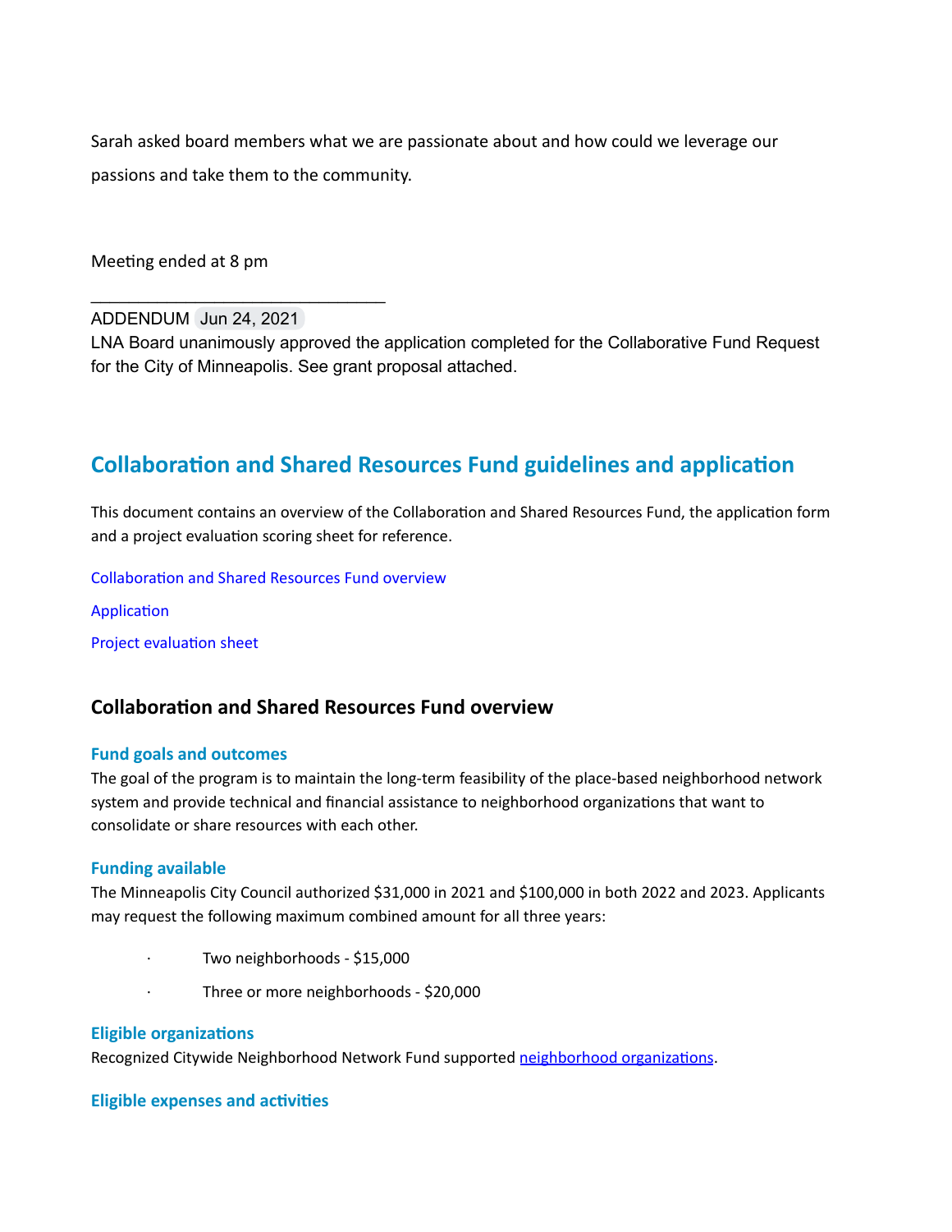Sarah asked board members what we are passionate about and how could we leverage our passions and take them to the community.

Meeting ended at 8 pm

_______________________________

ADDENDUM Jun 24, 2021

LNA Board unanimously approved the application completed for the Collaborative Fund Request for the City of Minneapolis. See grant proposal attached.

## Collaboration and Shared Resources Fund guidelines and application

This document contains an overview of the Collaboration and Shared Resources Fund, the application form and a project evaluation scoring sheet for reference.

Collaboration and Shared Resources Fund overview

Application

Project evaluation sheet

### Collaboration and Shared Resources Fund overview

#### Fund goals and outcomes

The goal of the program is to maintain the long-term feasibility of the place-based neighborhood network system and provide technical and financial assistance to neighborhood organizations that want to consolidate or share resources with each other.

#### Funding available

The Minneapolis City Council authorized $31,000 in 2021 and $100,000 in both 2022 and 2023. Applicants may request the following maximum combined amount for all three years:

- Two neighborhoods - $15,000
- Three or more neighborhoods - $20,000

#### Eligible organizations

Recognized Citywide Neighborhood Network Fund supported neighborhood organizations.

#### Eligible expenses and activities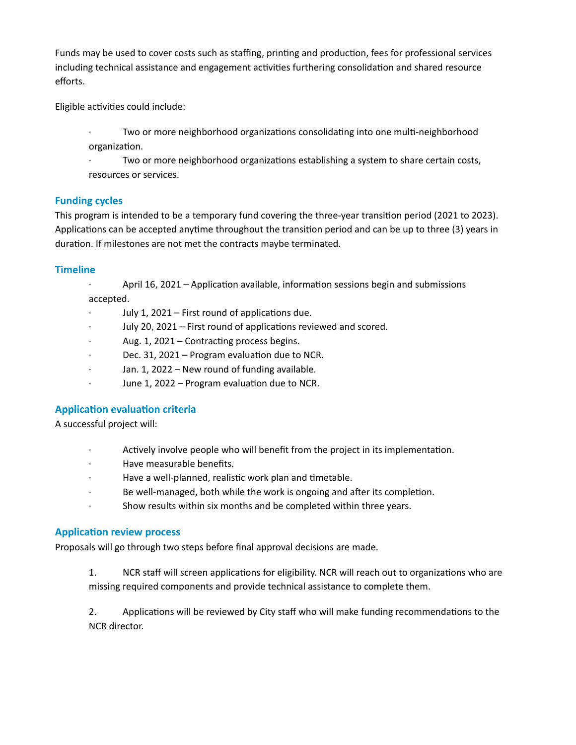Funds may be used to cover costs such as staffing, printing and production, fees for professional services including technical assistance and engagement activities furthering consolidation and shared resource efforts.

Eligible activities could include:

- Two or more neighborhood organizations consolidating into one multi-neighborhood organization.
- Two or more neighborhood organizations establishing a system to share certain costs, resources or services.

## Funding cycles

This program is intended to be a temporary fund covering the three-year transition period (2021 to 2023). Applications can be accepted anytime throughout the transition period and can be up to three (3) years in duration. If milestones are not met the contracts maybe terminated.

## Timeline

- April 16, 2021 – Application available, information sessions begin and submissions accepted.
- July 1, 2021 – First round of applications due.
- July 20, 2021 – First round of applications reviewed and scored.
- Aug. 1, 2021 – Contracting process begins.
- Dec. 31, 2021 – Program evaluation due to NCR.
- Jan. 1, 2022 – New round of funding available.
- June 1, 2022 – Program evaluation due to NCR.

## Application evaluation criteria

A successful project will:

- Actively involve people who will benefit from the project in its implementation.
- Have measurable benefits.
- Have a well-planned, realistic work plan and timetable.
- Be well-managed, both while the work is ongoing and after its completion.
- Show results within six months and be completed within three years.

## Application review process

Proposals will go through two steps before final approval decisions are made.

1. NCR staff will screen applications for eligibility. NCR will reach out to organizations who are missing required components and provide technical assistance to complete them.

2. Applications will be reviewed by City staff who will make funding recommendations to the NCR director.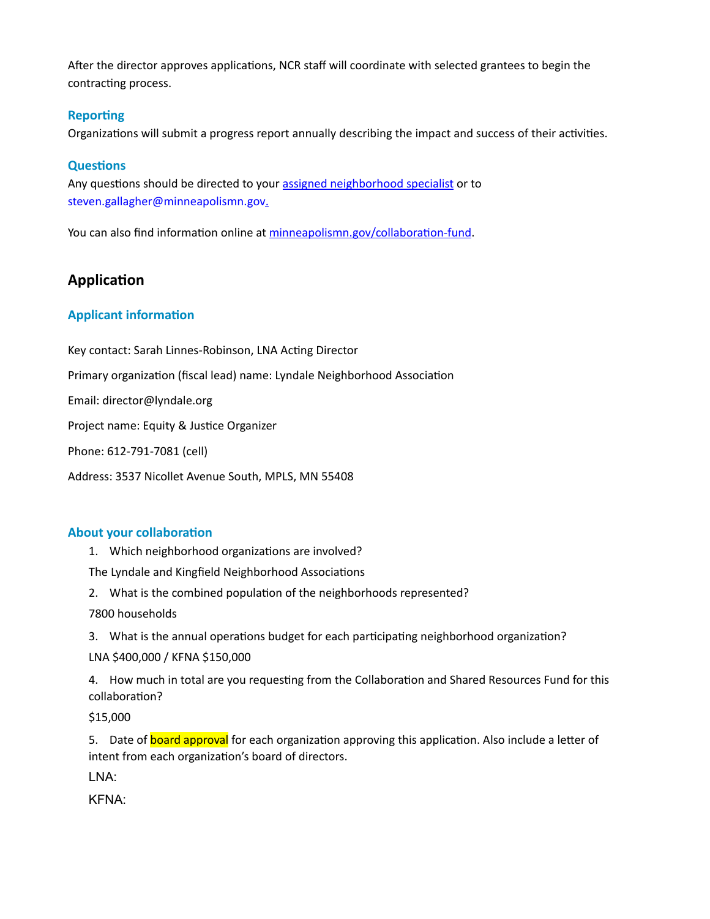After the director approves applications, NCR staff will coordinate with selected grantees to begin the contracting process.

### Reporting

Organizations will submit a progress report annually describing the impact and success of their activities.

### Questions

Any questions should be directed to your assigned neighborhood specialist or to steven.gallagher@minneapolismn.gov.

You can also find information online at minneapolismn.gov/collaboration-fund.

## Application

### Applicant information

Key contact: Sarah Linnes-Robinson, LNA Acting Director

Primary organization (fiscal lead) name: Lyndale Neighborhood Association

Email: director@lyndale.org

Project name: Equity & Justice Organizer

Phone: 612-791-7081 (cell)

Address: 3537 Nicollet Avenue South, MPLS, MN 55408

### About your collaboration

1. Which neighborhood organizations are involved?

   The Lyndale and Kingfield Neighborhood Associations

2. What is the combined population of the neighborhoods represented?

   7800 households

3. What is the annual operations budget for each participating neighborhood organization?

   LNA $400,000 / KFNA $150,000

4. How much in total are you requesting from the Collaboration and Shared Resources Fund for this collaboration?

   $15,000

5. Date of board approval for each organization approving this application. Also include a letter of intent from each organization's board of directors.

   LNA:

   KFNA: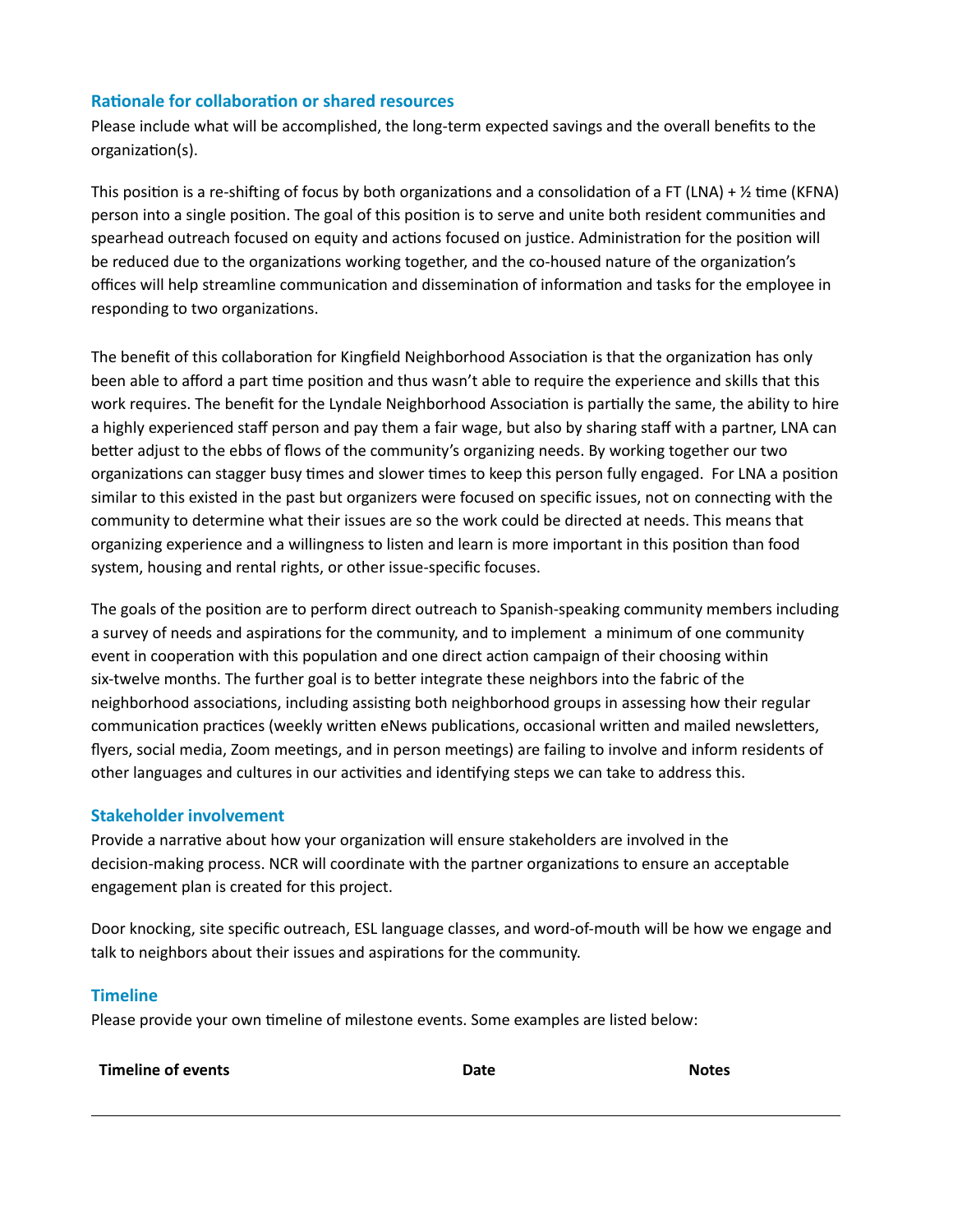### Rationale for collaboration or shared resources

Please include what will be accomplished, the long-term expected savings and the overall benefits to the organization(s).

This position is a re-shifting of focus by both organizations and a consolidation of a FT (LNA) + ½ time (KFNA) person into a single position. The goal of this position is to serve and unite both resident communities and spearhead outreach focused on equity and actions focused on justice. Administration for the position will be reduced due to the organizations working together, and the co-housed nature of the organization's offices will help streamline communication and dissemination of information and tasks for the employee in responding to two organizations.

The benefit of this collaboration for Kingfield Neighborhood Association is that the organization has only been able to afford a part time position and thus wasn't able to require the experience and skills that this work requires. The benefit for the Lyndale Neighborhood Association is partially the same, the ability to hire a highly experienced staff person and pay them a fair wage, but also by sharing staff with a partner, LNA can better adjust to the ebbs of flows of the community's organizing needs. By working together our two organizations can stagger busy times and slower times to keep this person fully engaged. For LNA a position similar to this existed in the past but organizers were focused on specific issues, not on connecting with the community to determine what their issues are so the work could be directed at needs. This means that organizing experience and a willingness to listen and learn is more important in this position than food system, housing and rental rights, or other issue-specific focuses.

The goals of the position are to perform direct outreach to Spanish-speaking community members including a survey of needs and aspirations for the community, and to implement a minimum of one community event in cooperation with this population and one direct action campaign of their choosing within six-twelve months. The further goal is to better integrate these neighbors into the fabric of the neighborhood associations, including assisting both neighborhood groups in assessing how their regular communication practices (weekly written eNews publications, occasional written and mailed newsletters, flyers, social media, Zoom meetings, and in person meetings) are failing to involve and inform residents of other languages and cultures in our activities and identifying steps we can take to address this.

### Stakeholder involvement

Provide a narrative about how your organization will ensure stakeholders are involved in the decision-making process. NCR will coordinate with the partner organizations to ensure an acceptable engagement plan is created for this project.

Door knocking, site specific outreach, ESL language classes, and word-of-mouth will be how we engage and talk to neighbors about their issues and aspirations for the community.

### Timeline

Please provide your own timeline of milestone events. Some examples are listed below:

| Timeline of events | Date | Notes |
|---|---|---|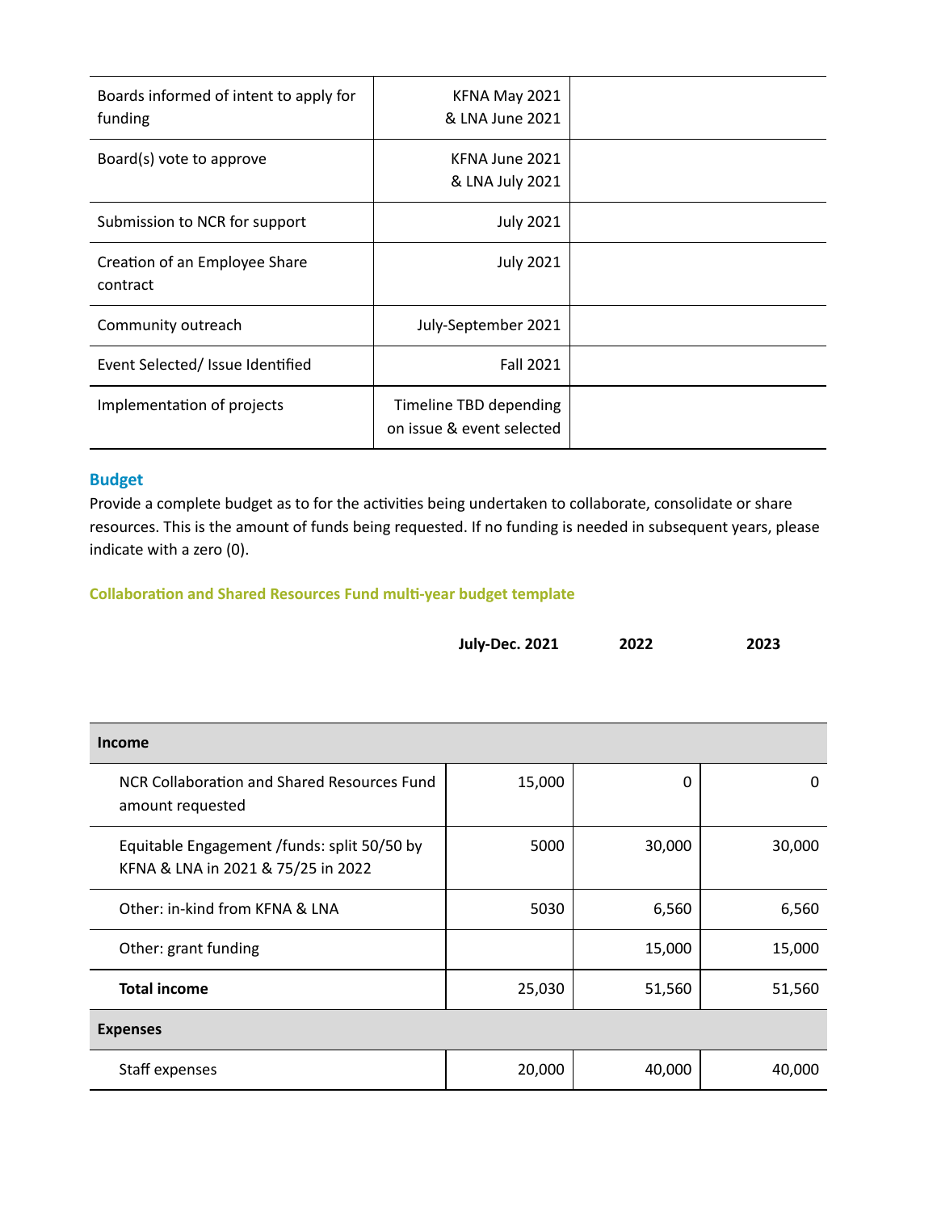| | | |
|---|---|---|
| Boards informed of intent to apply for funding | KFNA May 2021 & LNA June 2021 | |
| Board(s) vote to approve | KFNA June 2021 & LNA July 2021 | |
| Submission to NCR for support | July 2021 | |
| Creation of an Employee Share contract | July 2021 | |
| Community outreach | July-September 2021 | |
| Event Selected/ Issue Identified | Fall 2021 | |
| Implementation of projects | Timeline TBD depending on issue & event selected | |

### Budget

Provide a complete budget as to for the activities being undertaken to collaborate, consolidate or share resources. This is the amount of funds being requested. If no funding is needed in subsequent years, please indicate with a zero (0).

#### Collaboration and Shared Resources Fund multi-year budget template

| | July-Dec. 2021 | 2022 | 2023 |
|---|---|---|---|
| **Income** | | | |
| NCR Collaboration and Shared Resources Fund amount requested | 15,000 | 0 | 0 |
| Equitable Engagement /funds: split 50/50 by KFNA & LNA in 2021 & 75/25 in 2022 | 5000 | 30,000 | 30,000 |
| Other: in-kind from KFNA & LNA | 5030 | 6,560 | 6,560 |
| Other: grant funding | | 15,000 | 15,000 |
| **Total income** | 25,030 | 51,560 | 51,560 |
| **Expenses** | | | |
| Staff expenses | 20,000 | 40,000 | 40,000 |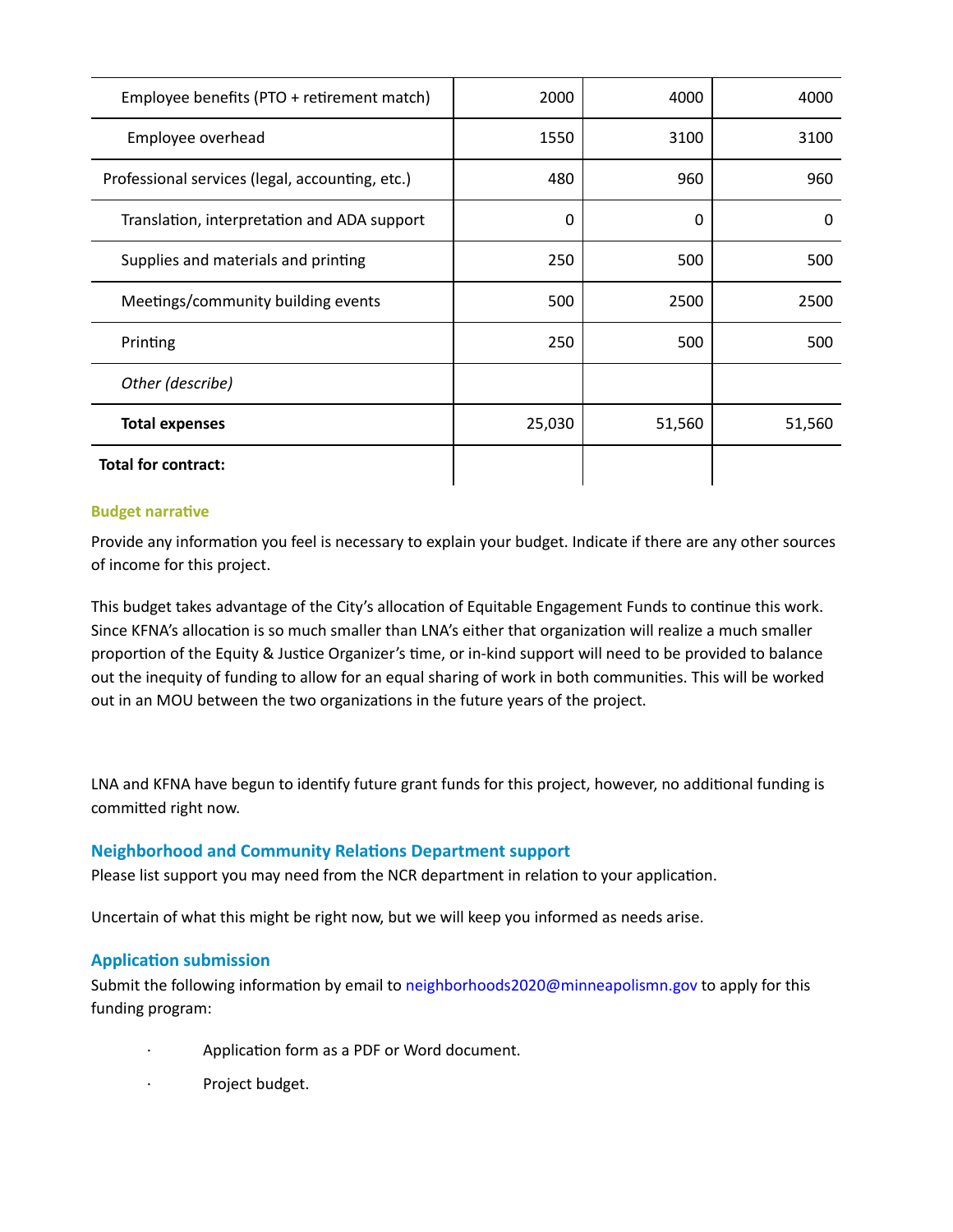| | | | |
|---|---|---|---|
| Employee benefits (PTO + retirement match) | 2000 | 4000 | 4000 |
| Employee overhead | 1550 | 3100 | 3100 |
| Professional services (legal, accounting, etc.) | 480 | 960 | 960 |
| Translation, interpretation and ADA support | 0 | 0 | 0 |
| Supplies and materials and printing | 250 | 500 | 500 |
| Meetings/community building events | 500 | 2500 | 2500 |
| Printing | 250 | 500 | 500 |
| *Other (describe)* | | | |
| **Total expenses** | 25,030 | 51,560 | 51,560 |
| **Total for contract:** | | | |

### Budget narrative

Provide any information you feel is necessary to explain your budget. Indicate if there are any other sources of income for this project.

This budget takes advantage of the City's allocation of Equitable Engagement Funds to continue this work. Since KFNA's allocation is so much smaller than LNA's either that organization will realize a much smaller proportion of the Equity & Justice Organizer's time, or in-kind support will need to be provided to balance out the inequity of funding to allow for an equal sharing of work in both communities. This will be worked out in an MOU between the two organizations in the future years of the project.

LNA and KFNA have begun to identify future grant funds for this project, however, no additional funding is committed right now.

## Neighborhood and Community Relations Department support

Please list support you may need from the NCR department in relation to your application.

Uncertain of what this might be right now, but we will keep you informed as needs arise.

## Application submission

Submit the following information by email to neighborhoods2020@minneapolismn.gov to apply for this funding program:

- Application form as a PDF or Word document.
- Project budget.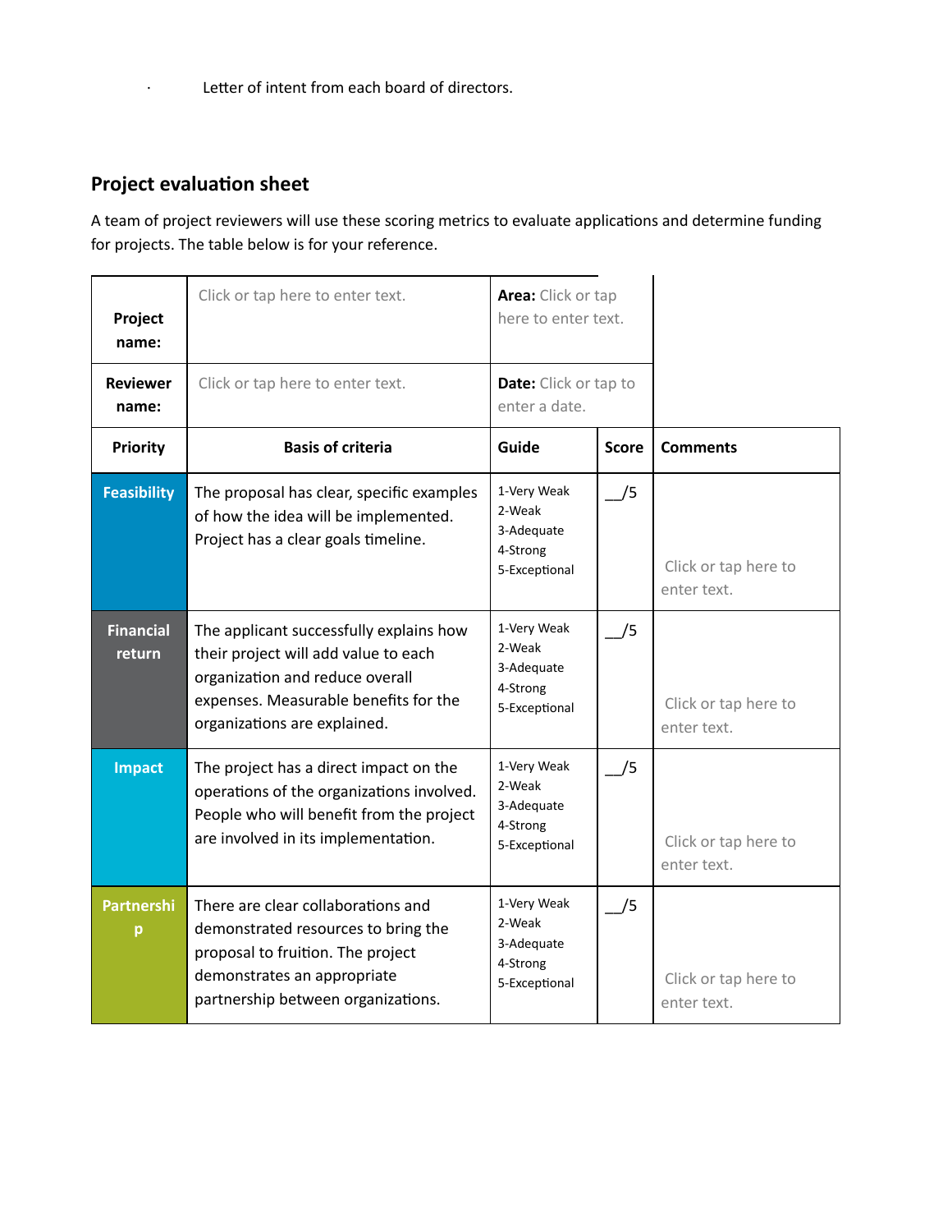- Letter of intent from each board of directors.

## Project evaluation sheet

A team of project reviewers will use these scoring metrics to evaluate applications and determine funding for projects. The table below is for your reference.

| **Project name:** | Click or tap here to enter text. | **Area:** Click or tap here to enter text. | | |
|---|---|---|---|---|
| **Reviewer name:** | Click or tap here to enter text. | **Date:** Click or tap to enter a date. | | |
| **Priority** | **Basis of criteria** | **Guide** | **Score** | **Comments** |
| **Feasibility** | The proposal has clear, specific examples of how the idea will be implemented. Project has a clear goals timeline. | 1-Very Weak<br>2-Weak<br>3-Adequate<br>4-Strong<br>5-Exceptional | __/5 | Click or tap here to enter text. |
| **Financial return** | The applicant successfully explains how their project will add value to each organization and reduce overall expenses. Measurable benefits for the organizations are explained. | 1-Very Weak<br>2-Weak<br>3-Adequate<br>4-Strong<br>5-Exceptional | __/5 | Click or tap here to enter text. |
| **Impact** | The project has a direct impact on the operations of the organizations involved. People who will benefit from the project are involved in its implementation. | 1-Very Weak<br>2-Weak<br>3-Adequate<br>4-Strong<br>5-Exceptional | __/5 | Click or tap here to enter text. |
| **Partnership** | There are clear collaborations and demonstrated resources to bring the proposal to fruition. The project demonstrates an appropriate partnership between organizations. | 1-Very Weak<br>2-Weak<br>3-Adequate<br>4-Strong<br>5-Exceptional | __/5 | Click or tap here to enter text. |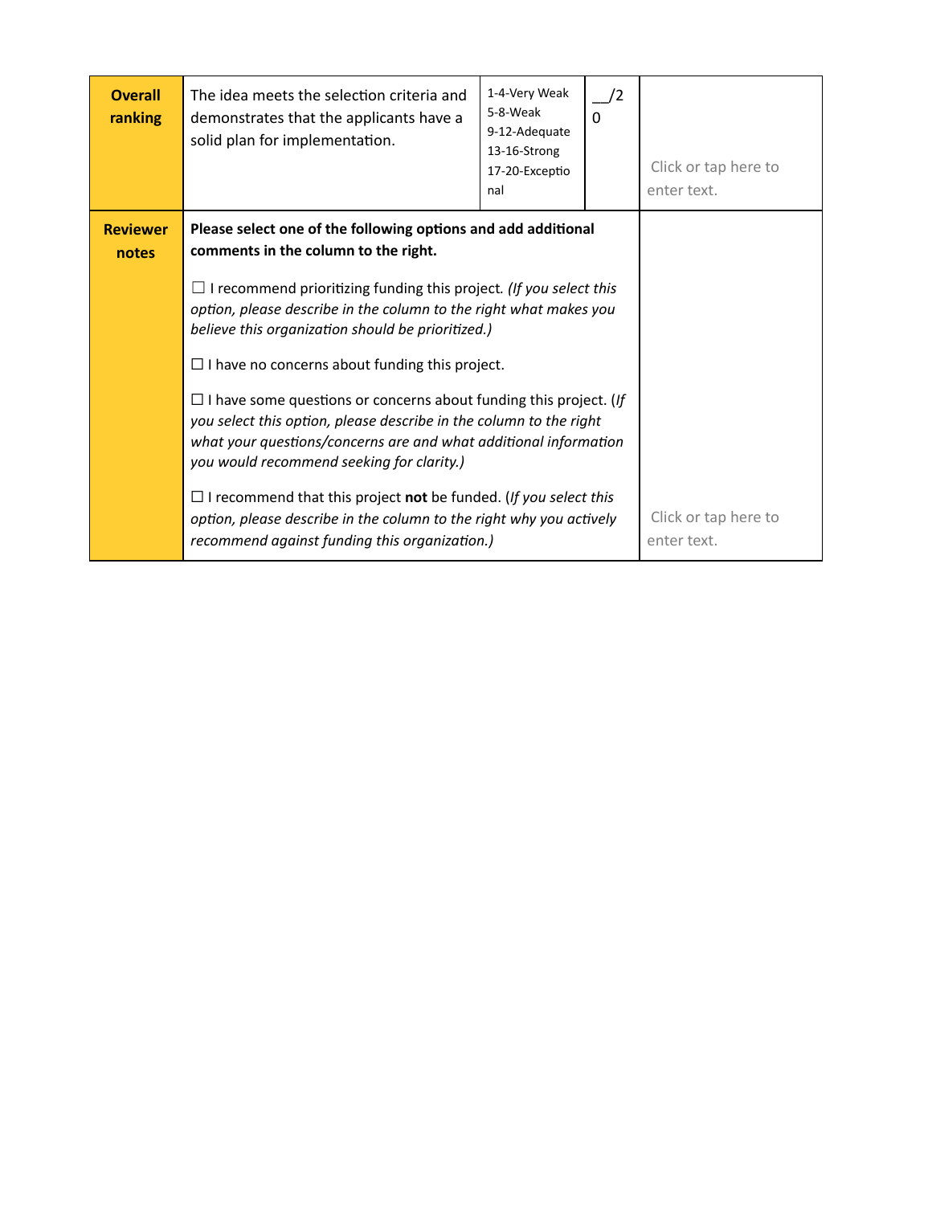| | | | | |
|---|---|---|---|---|
| **Overall ranking** | The idea meets the selection criteria and demonstrates that the applicants have a solid plan for implementation. | 1-4-Very Weak<br>5-8-Weak<br>9-12-Adequate<br>13-16-Strong<br>17-20-Exceptional | __/20 | Click or tap here to enter text. |
| **Reviewer notes** | **Please select one of the following options and add additional comments in the column to the right.**<br><br>☐ I recommend prioritizing funding this project. *(If you select this option, please describe in the column to the right what makes you believe this organization should be prioritized.)*<br><br>☐ I have no concerns about funding this project.<br><br>☐ I have some questions or concerns about funding this project. (*If you select this option, please describe in the column to the right what your questions/concerns are and what additional information you would recommend seeking for clarity.)*<br><br>☐ I recommend that this project **not** be funded. (*If you select this option, please describe in the column to the right why you actively recommend against funding this organization.)* | | | Click or tap here to enter text. |